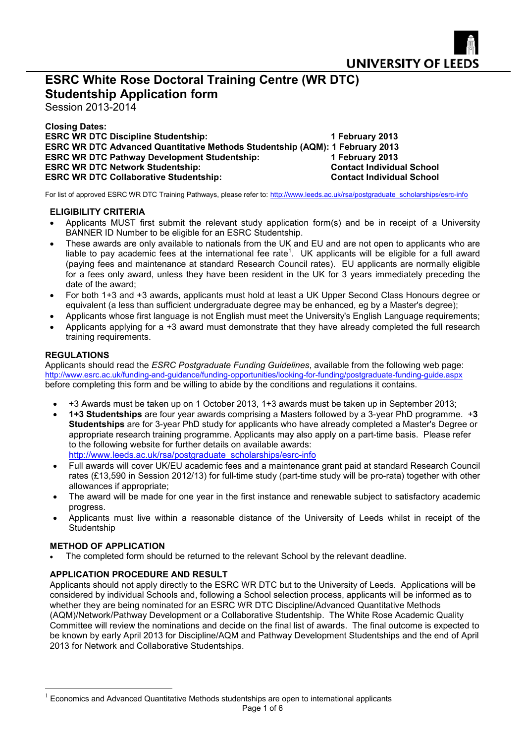# ESRC White Rose Doctoral Training Centre (WR DTC) Studentship Application form

Session 2013-2014

**Closing Dates:**

| | |
|---|---|
| **ESRC WR DTC Discipline Studentship:** | **1 February 2013** |
| **ESRC WR DTC Advanced Quantitative Methods Studentship (AQM):** | **1 February 2013** |
| **ESRC WR DTC Pathway Development Studentship:** | **1 February 2013** |
| **ESRC WR DTC Network Studentship:** | **Contact Individual School** |
| **ESRC WR DTC Collaborative Studentship:** | **Contact Individual School** |

For list of approved ESRC WR DTC Training Pathways, please refer to: http://www.leeds.ac.uk/rsa/postgraduate_scholarships/esrc-info

## ELIGIBILITY CRITERIA

- Applicants MUST first submit the relevant study application form(s) and be in receipt of a University BANNER ID Number to be eligible for an ESRC Studentship.
- These awards are only available to nationals from the UK and EU and are not open to applicants who are liable to pay academic fees at the international fee rate[1]. UK applicants will be eligible for a full award (paying fees and maintenance at standard Research Council rates). EU applicants are normally eligible for a fees only award, unless they have been resident in the UK for 3 years immediately preceding the date of the award;
- For both 1+3 and +3 awards, applicants must hold at least a UK Upper Second Class Honours degree or equivalent (a less than sufficient undergraduate degree may be enhanced, eg by a Master's degree);
- Applicants whose first language is not English must meet the University's English Language requirements;
- Applicants applying for a +3 award must demonstrate that they have already completed the full research training requirements.

## REGULATIONS

Applicants should read the *ESRC Postgraduate Funding Guidelines*, available from the following web page: http://www.esrc.ac.uk/funding-and-guidance/funding-opportunities/looking-for-funding/postgraduate-funding-guide.aspx before completing this form and be willing to abide by the conditions and regulations it contains.

- +3 Awards must be taken up on 1 October 2013, 1+3 awards must be taken up in September 2013;
- **1+3 Studentships** are four year awards comprising a Masters followed by a 3-year PhD programme. **+3 Studentships** are for 3-year PhD study for applicants who have already completed a Master's Degree or appropriate research training programme. Applicants may also apply on a part-time basis. Please refer to the following website for further details on available awards: http://www.leeds.ac.uk/rsa/postgraduate_scholarships/esrc-info
- Full awards will cover UK/EU academic fees and a maintenance grant paid at standard Research Council rates (£13,590 in Session 2012/13) for full-time study (part-time study will be pro-rata) together with other allowances if appropriate;
- The award will be made for one year in the first instance and renewable subject to satisfactory academic progress.
- Applicants must live within a reasonable distance of the University of Leeds whilst in receipt of the Studentship

## METHOD OF APPLICATION

- The completed form should be returned to the relevant School by the relevant deadline.

## APPLICATION PROCEDURE AND RESULT

Applicants should not apply directly to the ESRC WR DTC but to the University of Leeds. Applications will be considered by individual Schools and, following a School selection process, applicants will be informed as to whether they are being nominated for an ESRC WR DTC Discipline/Advanced Quantitative Methods (AQM)/Network/Pathway Development or a Collaborative Studentship. The White Rose Academic Quality Committee will review the nominations and decide on the final list of awards. The final outcome is expected to be known by early April 2013 for Discipline/AQM and Pathway Development Studentships and the end of April 2013 for Network and Collaborative Studentships.

---

[1] Economics and Advanced Quantitative Methods studentships are open to international applicants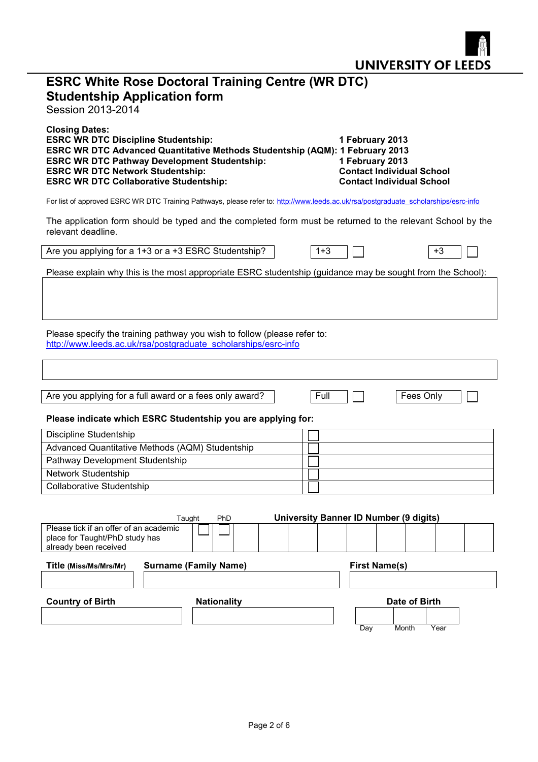UNIVERSITY OF LEEDS

# ESRC White Rose Doctoral Training Centre (WR DTC) Studentship Application form

Session 2013-2014

**Closing Dates:**

| | |
|---|---|
| **ESRC WR DTC Discipline Studentship:** | **1 February 2013** |
| **ESRC WR DTC Advanced Quantitative Methods Studentship (AQM):** | **1 February 2013** |
| **ESRC WR DTC Pathway Development Studentship:** | **1 February 2013** |
| **ESRC WR DTC Network Studentship:** | **Contact Individual School** |
| **ESRC WR DTC Collaborative Studentship:** | **Contact Individual School** |

For list of approved ESRC WR DTC Training Pathways, please refer to: http://www.leeds.ac.uk/rsa/postgraduate_scholarships/esrc-info

The application form should be typed and the completed form must be returned to the relevant School by the relevant deadline.

| Are you applying for a 1+3 or a +3 ESRC Studentship? | 1+3 ☐ | +3 ☐ |
|---|---|---|

Please explain why this is the most appropriate ESRC studentship (guidance may be sought from the School):

| |
|---|
| |

Please specify the training pathway you wish to follow (please refer to: http://www.leeds.ac.uk/rsa/postgraduate_scholarships/esrc-info

| |
|---|
| |

| Are you applying for a full award or a fees only award? | Full ☐ | Fees Only ☐ |
|---|---|---|

**Please indicate which ESRC Studentship you are applying for:**

| | |
|---|---|
| Discipline Studentship | ☐ |
| Advanced Quantitative Methods (AQM) Studentship | ☐ |
| Pathway Development Studentship | ☐ |
| Network Studentship | ☐ |
| Collaborative Studentship | ☐ |

| | Taught | PhD | **University Banner ID Number (9 digits)** | | | | | | | | |
|---|---|---|---|---|---|---|---|---|---|---|---|
| Please tick if an offer of an academic place for Taught/PhD study has already been received | ☐ | ☐ | | | | | | | | | |

| **Title** (Miss/Ms/Mrs/Mr) | **Surname (Family Name)** | **First Name(s)** |
|---|---|---|
| | | |

| **Country of Birth** | **Nationality** | **Date of Birth** | | |
|---|---|---|---|---|
| | | | | |
| | | Day | Month | Year |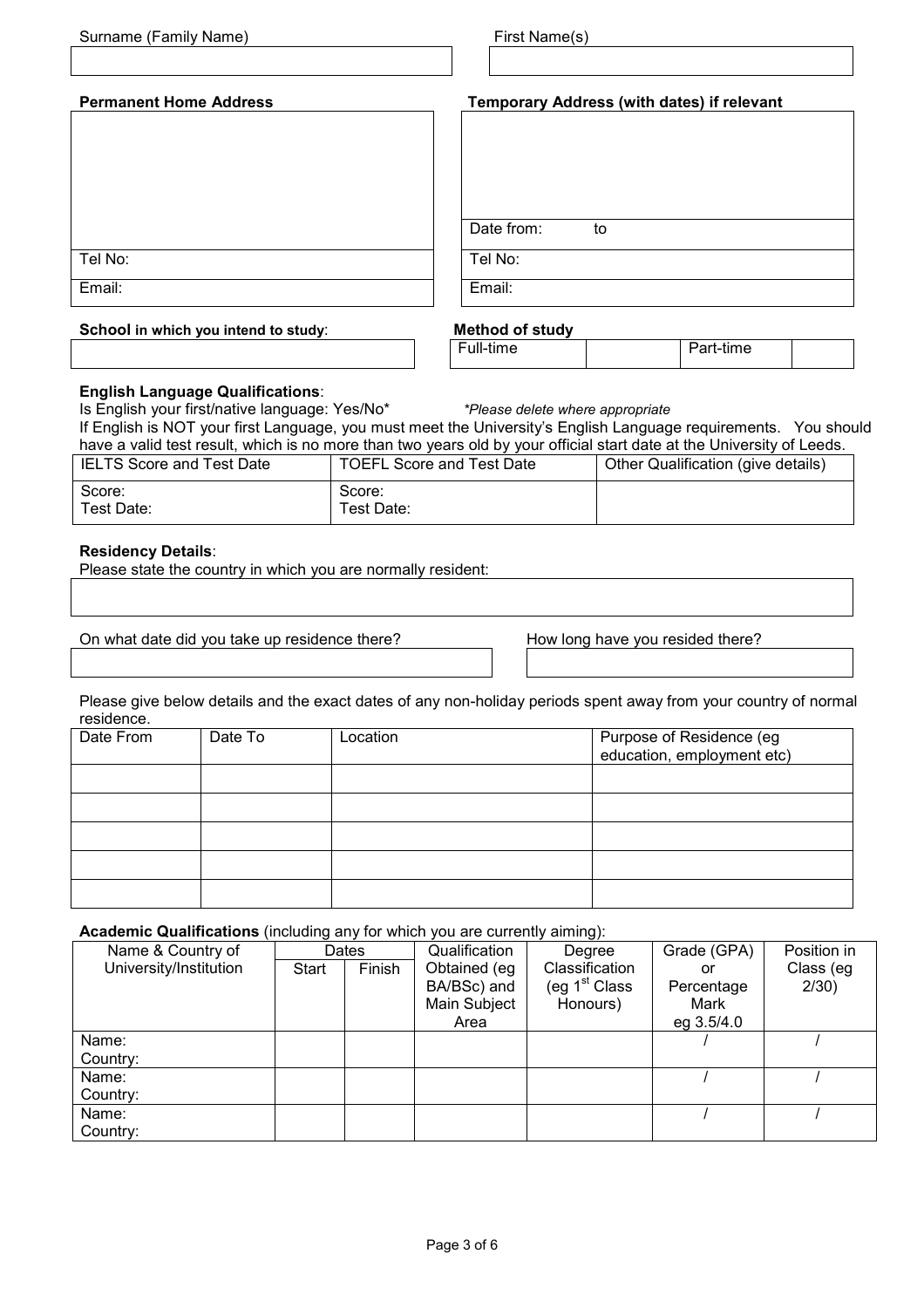| Surname (Family Name) | First Name(s) |
| --- | --- |
| | |

| Permanent Home Address | Temporary Address (with dates) if relevant |
| --- | --- |
| | |
| | Date from: to |
| Tel No: | Tel No: |
| Email: | Email: |

**School** **in which you intend to study**:

**Method of study**

| Full-time | | Part-time | |
| --- | --- | --- | --- |

**English Language Qualifications**:

Is English your first/native language: Yes/No* *\*Please delete where appropriate*

If English is NOT your first Language, you must meet the University's English Language requirements. You should have a valid test result, which is no more than two years old by your official start date at the University of Leeds.

| IELTS Score and Test Date | TOEFL Score and Test Date | Other Qualification (give details) |
| --- | --- | --- |
| Score:<br>Test Date: | Score:<br>Test Date: | |

**Residency Details**:

Please state the country in which you are normally resident:

On what date did you take up residence there?

How long have you resided there?

Please give below details and the exact dates of any non-holiday periods spent away from your country of normal residence.

| Date From | Date To | Location | Purpose of Residence (eg education, employment etc) |
| --- | --- | --- | --- |
| | | | |
| | | | |
| | | | |
| | | | |
| | | | |

**Academic Qualifications** (including any for which you are currently aiming):

| Name & Country of University/Institution | Dates | | Qualification Obtained (eg BA/BSc) and Main Subject Area | Degree Classification (eg 1st Class Honours) | Grade (GPA) or Percentage Mark eg 3.5/4.0 | Position in Class (eg 2/30) |
| --- | --- | --- | --- | --- | --- | --- |
| | Start | Finish | | | | |
| Name:<br>Country: | | | | | / | / |
| Name:<br>Country: | | | | | / | / |
| Name:<br>Country: | | | | | / | / |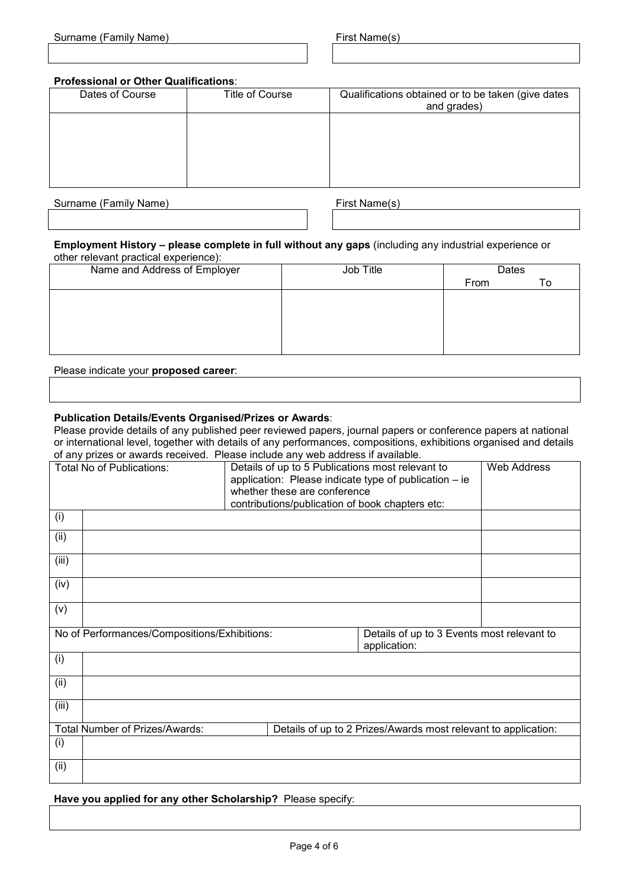| Surname (Family Name) | First Name(s) |
| --- | --- |
| | |

**Professional or Other Qualifications**:

| Dates of Course | Title of Course | Qualifications obtained or to be taken (give dates and grades) |
| --- | --- | --- |
| | | |

| Surname (Family Name) | First Name(s) |
| --- | --- |
| | |

**Employment History – please complete in full without any gaps** (including any industrial experience or other relevant practical experience):

| Name and Address of Employer | Job Title | Dates | |
| --- | --- | --- | --- |
| | | From | To |
| | | | |

Please indicate your **proposed career**:

| |
| --- |
| |

**Publication Details/Events Organised/Prizes or Awards**:

Please provide details of any published peer reviewed papers, journal papers or conference papers at national or international level, together with details of any performances, compositions, exhibitions organised and details of any prizes or awards received. Please include any web address if available.

| Total No of Publications: | Details of up to 5 Publications most relevant to application: Please indicate type of publication – ie whether these are conference contributions/publication of book chapters etc: | Web Address |
| --- | --- | --- |
| (i) | | |
| (ii) | | |
| (iii) | | |
| (iv) | | |
| (v) | | |

| No of Performances/Compositions/Exhibitions: | Details of up to 3 Events most relevant to application: |
| --- | --- |
| (i) | |
| (ii) | |
| (iii) | |

| Total Number of Prizes/Awards: | Details of up to 2 Prizes/Awards most relevant to application: |
| --- | --- |
| (i) | |
| (ii) | |

**Have you applied for any other Scholarship?** Please specify:

| |
| --- |
| |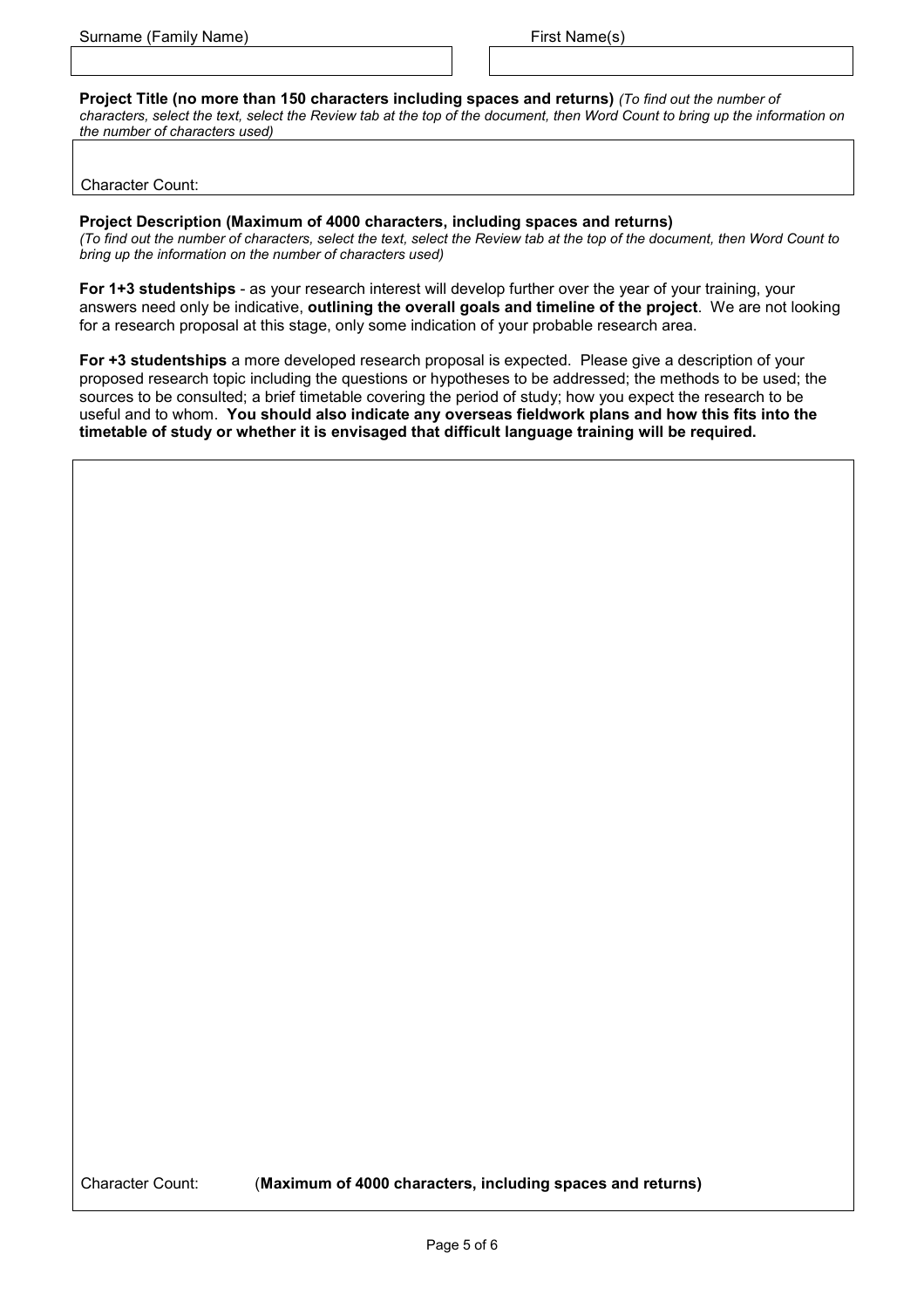| Surname (Family Name) | First Name(s) |
| --- | --- |
| | |

**Project Title (no more than 150 characters including spaces and returns)** *(To find out the number of characters, select the text, select the Review tab at the top of the document, then Word Count to bring up the information on the number of characters used)*

| |
| --- |
| Character Count: |

**Project Description (Maximum of 4000 characters, including spaces and returns)**
*(To find out the number of characters, select the text, select the Review tab at the top of the document, then Word Count to bring up the information on the number of characters used)*

**For 1+3 studentships** - as your research interest will develop further over the year of your training, your answers need only be indicative, **outlining the overall goals and timeline of the project**. We are not looking for a research proposal at this stage, only some indication of your probable research area.

**For +3 studentships** a more developed research proposal is expected. Please give a description of your proposed research topic including the questions or hypotheses to be addressed; the methods to be used; the sources to be consulted; a brief timetable covering the period of study; how you expect the research to be useful and to whom. **You should also indicate any overseas fieldwork plans and how this fits into the timetable of study or whether it is envisaged that difficult language training will be required.**

| |
| --- |
| Character Count: (**Maximum of 4000 characters, including spaces and returns)** |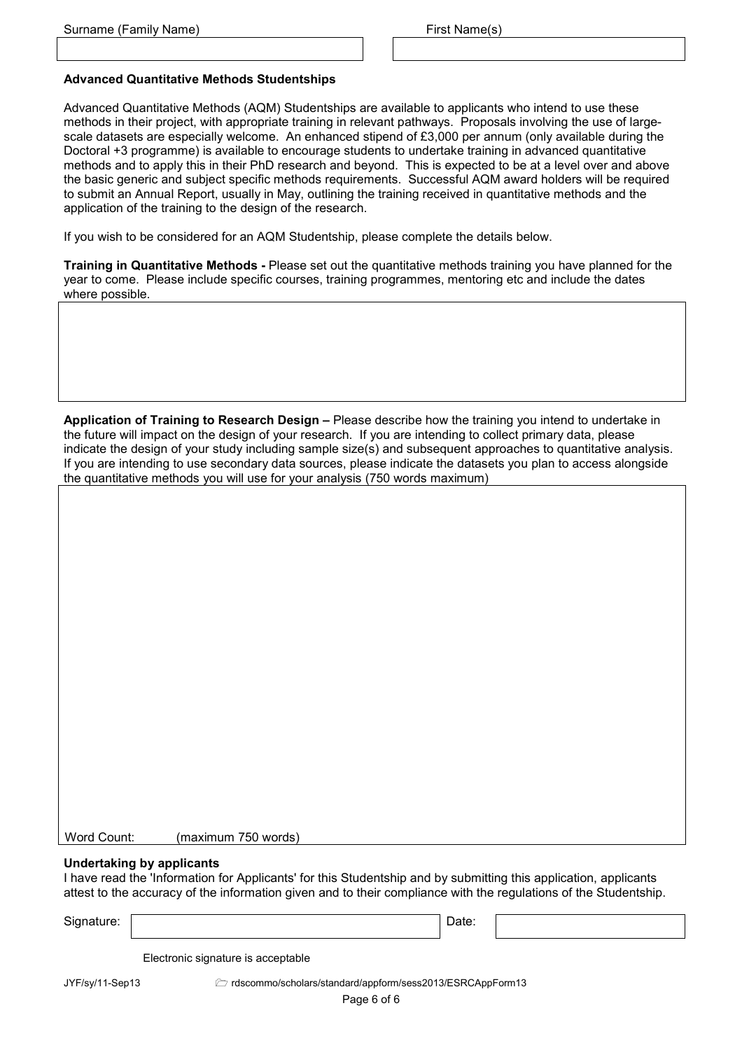Surname (Family Name)

First Name(s)

**Advanced Quantitative Methods Studentships**

Advanced Quantitative Methods (AQM) Studentships are available to applicants who intend to use these methods in their project, with appropriate training in relevant pathways. Proposals involving the use of large-scale datasets are especially welcome. An enhanced stipend of £3,000 per annum (only available during the Doctoral +3 programme) is available to encourage students to undertake training in advanced quantitative methods and to apply this in their PhD research and beyond. This is expected to be at a level over and above the basic generic and subject specific methods requirements. Successful AQM award holders will be required to submit an Annual Report, usually in May, outlining the training received in quantitative methods and the application of the training to the design of the research.

If you wish to be considered for an AQM Studentship, please complete the details below.

**Training in Quantitative Methods -** Please set out the quantitative methods training you have planned for the year to come. Please include specific courses, training programmes, mentoring etc and include the dates where possible.

**Application of Training to Research Design –** Please describe how the training you intend to undertake in the future will impact on the design of your research. If you are intending to collect primary data, please indicate the design of your study including sample size(s) and subsequent approaches to quantitative analysis. If you are intending to use secondary data sources, please indicate the datasets you plan to access alongside the quantitative methods you will use for your analysis (750 words maximum)

Word Count: (maximum 750 words)

**Undertaking by applicants**

I have read the 'Information for Applicants' for this Studentship and by submitting this application, applicants attest to the accuracy of the information given and to their compliance with the regulations of the Studentship.

Signature: Date:

Electronic signature is acceptable

JYF/sy/11-Sep13 rdscommo/scholars/standard/appform/sess2013/ESRCAppForm13